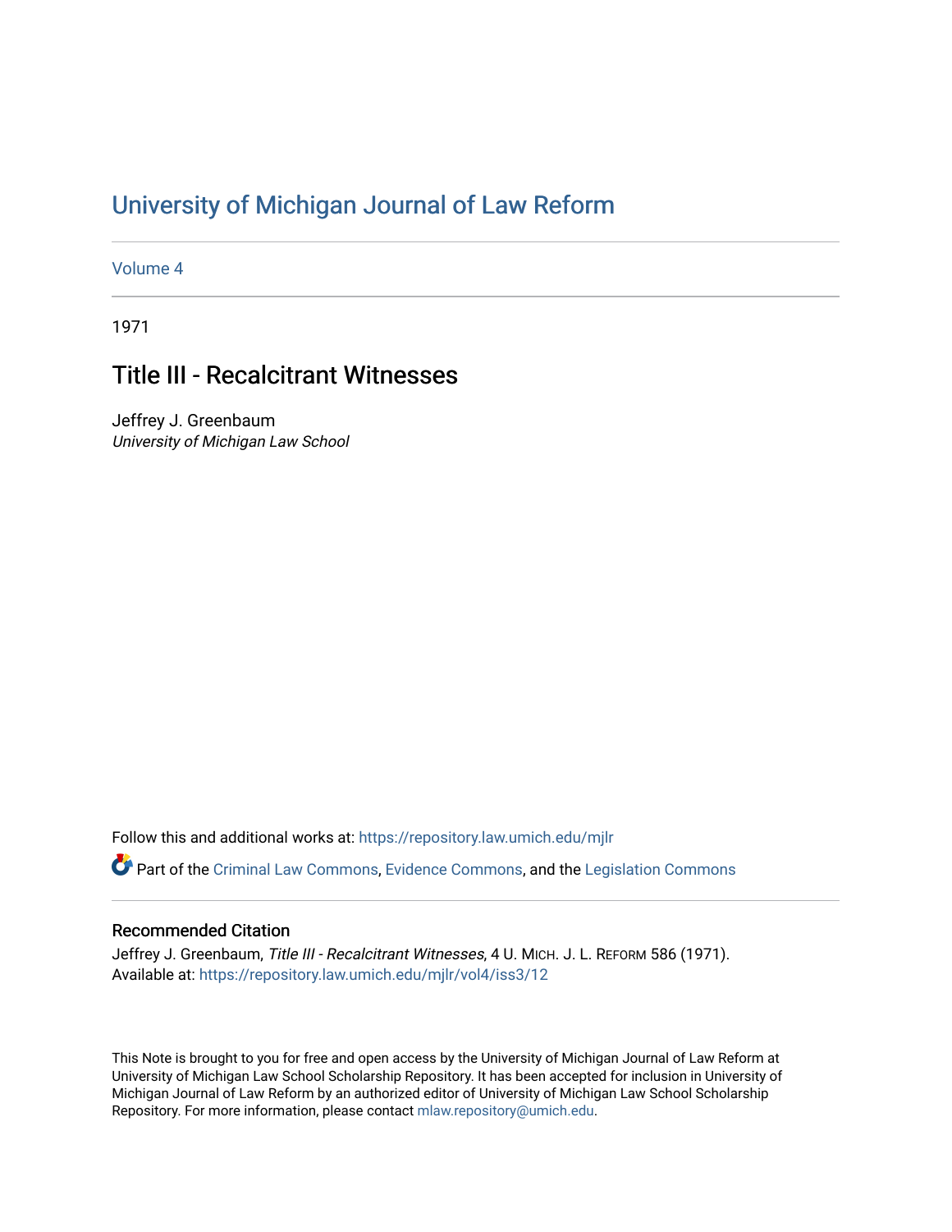# University of Michigan Journal of Law Reform

Volume 4

1971

## Title III - Recalcitrant Witnesses

Jeffrey J. Greenbaum
*University of Michigan Law School*

Follow this and additional works at: https://repository.law.umich.edu/mjlr

Part of the Criminal Law Commons, Evidence Commons, and the Legislation Commons

### Recommended Citation

Jeffrey J. Greenbaum, *Title III - Recalcitrant Witnesses*, 4 U. MICH. J. L. REFORM 586 (1971).
Available at: https://repository.law.umich.edu/mjlr/vol4/iss3/12

This Note is brought to you for free and open access by the University of Michigan Journal of Law Reform at University of Michigan Law School Scholarship Repository. It has been accepted for inclusion in University of Michigan Journal of Law Reform by an authorized editor of University of Michigan Law School Scholarship Repository. For more information, please contact mlaw.repository@umich.edu.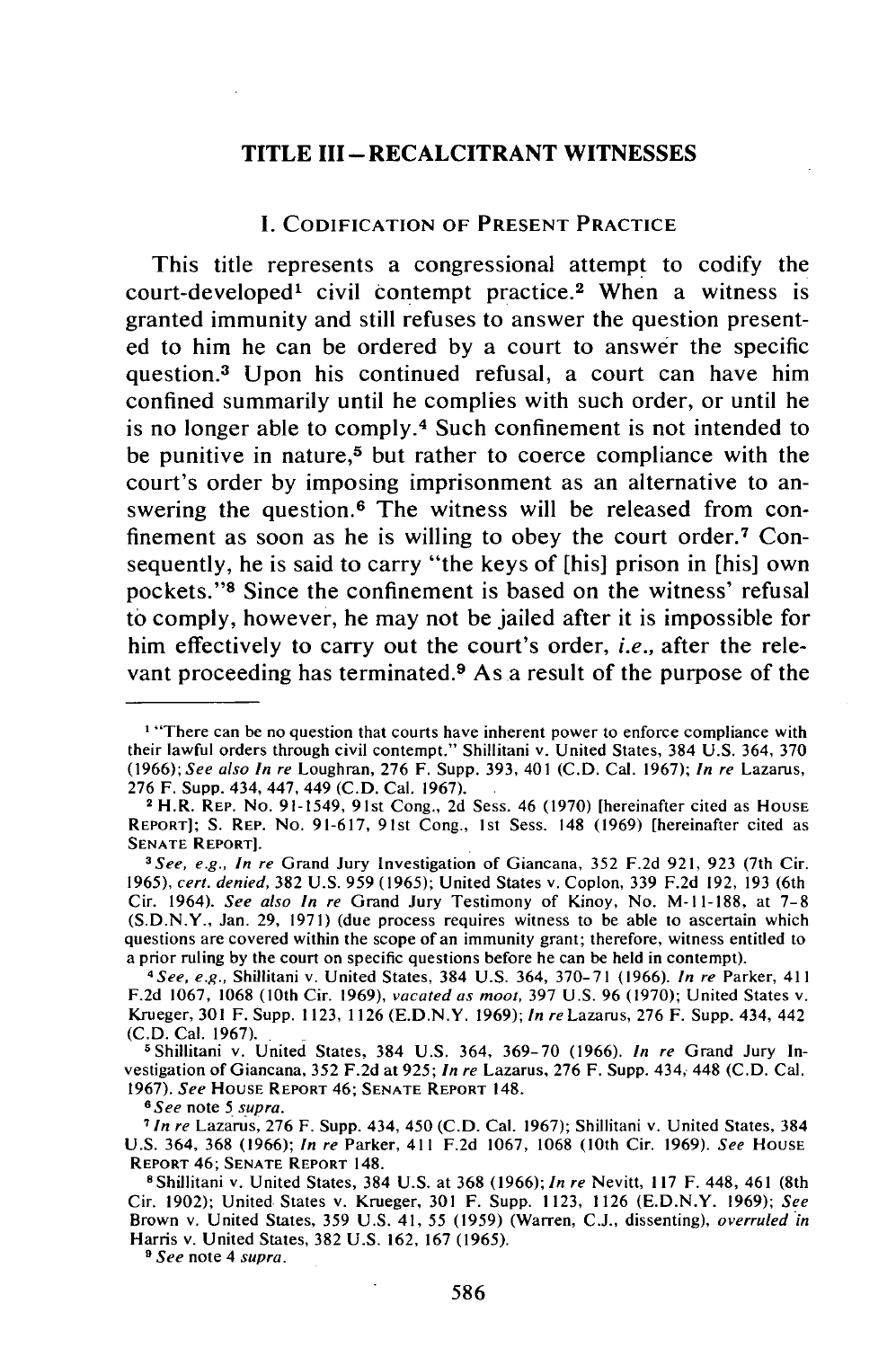## TITLE III—RECALCITRANT WITNESSES

### I. Codification of Present Practice

This title represents a congressional attempt to codify the court-developed[1] civil contempt practice.[2] When a witness is granted immunity and still refuses to answer the question presented to him he can be ordered by a court to answer the specific question.[3] Upon his continued refusal, a court can have him confined summarily until he complies with such order, or until he is no longer able to comply.[4] Such confinement is not intended to be punitive in nature,[5] but rather to coerce compliance with the court's order by imposing imprisonment as an alternative to answering the question.[6] The witness will be released from confinement as soon as he is willing to obey the court order.[7] Consequently, he is said to carry "the keys of [his] prison in [his] own pockets."[8] Since the confinement is based on the witness' refusal to comply, however, he may not be jailed after it is impossible for him effectively to carry out the court's order, *i.e.*, after the relevant proceeding has terminated.[9] As a result of the purpose of the

---

[1] "There can be no question that courts have inherent power to enforce compliance with their lawful orders through civil contempt." Shillitani v. United States, 384 U.S. 364, 370 (1966); *See also In re* Loughran, 276 F. Supp. 393, 401 (C.D. Cal. 1967); *In re* Lazarus, 276 F. Supp. 434, 447, 449 (C.D. Cal. 1967).

[2] H.R. Rep. No. 91-1549, 91st Cong., 2d Sess. 46 (1970) [hereinafter cited as House Report]; S. Rep. No. 91-617, 91st Cong., 1st Sess. 148 (1969) [hereinafter cited as Senate Report].

[3] *See, e.g., In re* Grand Jury Investigation of Giancana, 352 F.2d 921, 923 (7th Cir. 1965), *cert. denied*, 382 U.S. 959 (1965); United States v. Coplon, 339 F.2d 192, 193 (6th Cir. 1964). *See also In re* Grand Jury Testimony of Kinoy, No. M-11-188, at 7-8 (S.D.N.Y., Jan. 29, 1971) (due process requires witness to be able to ascertain which questions are covered within the scope of an immunity grant; therefore, witness entitled to a prior ruling by the court on specific questions before he can be held in contempt).

[4] *See, e.g.,* Shillitani v. United States, 384 U.S. 364, 370-71 (1966). *In re* Parker, 411 F.2d 1067, 1068 (10th Cir. 1969), *vacated as moot*, 397 U.S. 96 (1970); United States v. Krueger, 301 F. Supp. 1123, 1126 (E.D.N.Y. 1969); *In re* Lazarus, 276 F. Supp. 434, 442 (C.D. Cal. 1967).

[5] Shillitani v. United States, 384 U.S. 364, 369-70 (1966). *In re* Grand Jury Investigation of Giancana, 352 F.2d at 925; *In re* Lazarus, 276 F. Supp. 434, 448 (C.D. Cal. 1967). *See* House Report 46; Senate Report 148.

[6] *See* note 5 *supra*.

[7] *In re* Lazarus, 276 F. Supp. 434, 450 (C.D. Cal. 1967); Shillitani v. United States, 384 U.S. 364, 368 (1966); *In re* Parker, 411 F.2d 1067, 1068 (10th Cir. 1969). *See* House Report 46; Senate Report 148.

[8] Shillitani v. United States, 384 U.S. at 368 (1966); *In re* Nevitt, 117 F. 448, 461 (8th Cir. 1902); United States v. Krueger, 301 F. Supp. 1123, 1126 (E.D.N.Y. 1969); *See* Brown v. United States, 359 U.S. 41, 55 (1959) (Warren, C.J., dissenting), *overruled in* Harris v. United States, 382 U.S. 162, 167 (1965).

[9] *See* note 4 *supra*.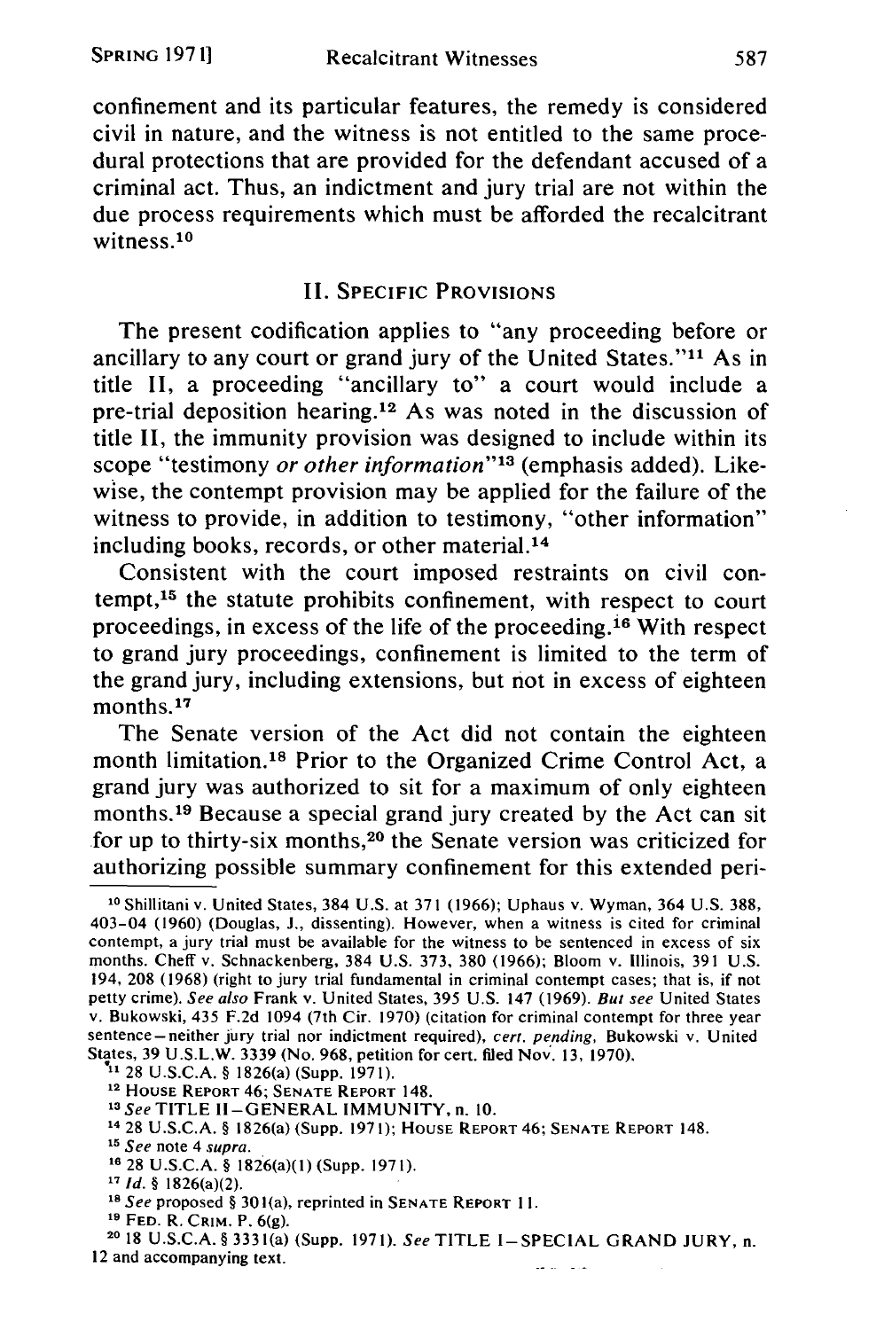confinement and its particular features, the remedy is considered civil in nature, and the witness is not entitled to the same procedural protections that are provided for the defendant accused of a criminal act. Thus, an indictment and jury trial are not within the due process requirements which must be afforded the recalcitrant witness.[10]

## II. Specific Provisions

The present codification applies to "any proceeding before or ancillary to any court or grand jury of the United States."[11] As in title II, a proceeding "ancillary to" a court would include a pre-trial deposition hearing.[12] As was noted in the discussion of title II, the immunity provision was designed to include within its scope "testimony *or other information*"[13] (emphasis added). Likewise, the contempt provision may be applied for the failure of the witness to provide, in addition to testimony, "other information" including books, records, or other material.[14]

Consistent with the court imposed restraints on civil contempt,[15] the statute prohibits confinement, with respect to court proceedings, in excess of the life of the proceeding.[16] With respect to grand jury proceedings, confinement is limited to the term of the grand jury, including extensions, but not in excess of eighteen months.[17]

The Senate version of the Act did not contain the eighteen month limitation.[18] Prior to the Organized Crime Control Act, a grand jury was authorized to sit for a maximum of only eighteen months.[19] Because a special grand jury created by the Act can sit for up to thirty-six months,[20] the Senate version was criticized for authorizing possible summary confinement for this extended peri-

---

[10] Shillitani v. United States, 384 U.S. at 371 (1966); Uphaus v. Wyman, 364 U.S. 388, 403-04 (1960) (Douglas, J., dissenting). However, when a witness is cited for criminal contempt, a jury trial must be available for the witness to be sentenced in excess of six months. Cheff v. Schnackenberg, 384 U.S. 373, 380 (1966); Bloom v. Illinois, 391 U.S. 194, 208 (1968) (right to jury trial fundamental in criminal contempt cases; that is, if not petty crime). *See also* Frank v. United States, 395 U.S. 147 (1969). *But see* United States v. Bukowski, 435 F.2d 1094 (7th Cir. 1970) (citation for criminal contempt for three year sentence—neither jury trial nor indictment required), *cert. pending*, Bukowski v. United States, 39 U.S.L.W. 3339 (No. 968, petition for cert. filed Nov. 13, 1970).

[11] 28 U.S.C.A. § 1826(a) (Supp. 1971).

[12] House Report 46; Senate Report 148.

[13] *See* TITLE II—GENERAL IMMUNITY, n. 10.

[14] 28 U.S.C.A. § 1826(a) (Supp. 1971); House Report 46; Senate Report 148.

[15] *See* note 4 *supra*.

[16] 28 U.S.C.A. § 1826(a)(1) (Supp. 1971).

[17] *Id.* § 1826(a)(2).

[18] *See* proposed § 301(a), reprinted in Senate Report 11.

[19] Fed. R. Crim. P. 6(g).

[20] 18 U.S.C.A. § 3331(a) (Supp. 1971). *See* TITLE I—SPECIAL GRAND JURY, n. 12 and accompanying text.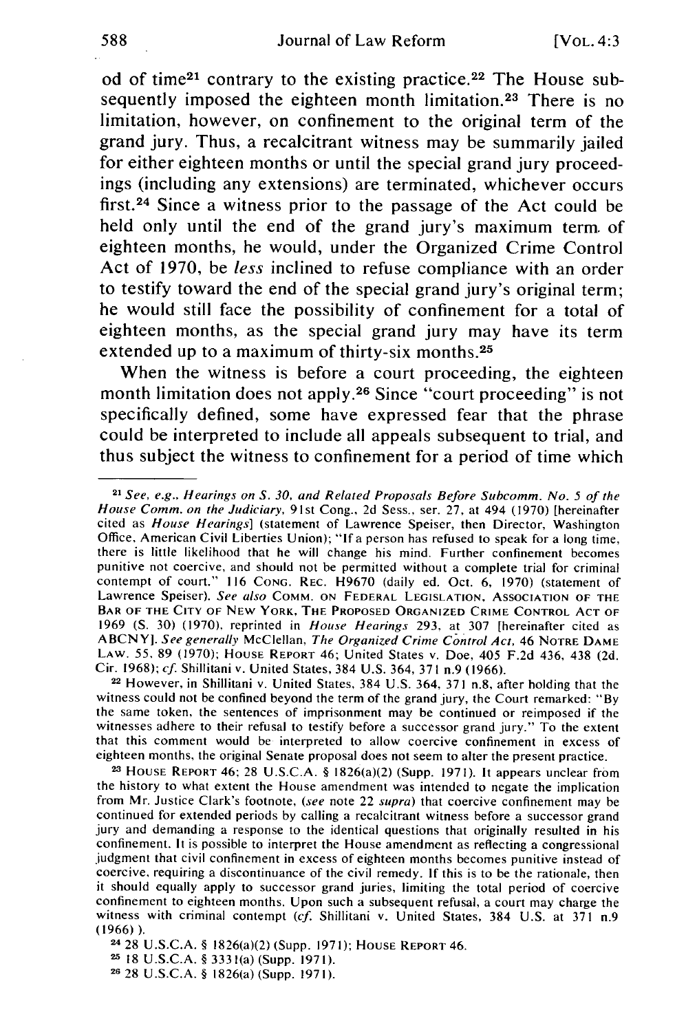od of time[21] contrary to the existing practice.[22] The House subsequently imposed the eighteen month limitation.[23] There is no limitation, however, on confinement to the original term of the grand jury. Thus, a recalcitrant witness may be summarily jailed for either eighteen months or until the special grand jury proceedings (including any extensions) are terminated, whichever occurs first.[24] Since a witness prior to the passage of the Act could be held only until the end of the grand jury's maximum term of eighteen months, he would, under the Organized Crime Control Act of 1970, be *less* inclined to refuse compliance with an order to testify toward the end of the special grand jury's original term; he would still face the possibility of confinement for a total of eighteen months, as the special grand jury may have its term extended up to a maximum of thirty-six months.[25]

When the witness is before a court proceeding, the eighteen month limitation does not apply.[26] Since "court proceeding" is not specifically defined, some have expressed fear that the phrase could be interpreted to include all appeals subsequent to trial, and thus subject the witness to confinement for a period of time which

---

[21] *See, e.g., Hearings on S. 30, and Related Proposals Before Subcomm. No. 5 of the House Comm. on the Judiciary*, 91st Cong., 2d Sess., ser. 27, at 494 (1970) [hereinafter cited as *House Hearings*] (statement of Lawrence Speiser, then Director, Washington Office, American Civil Liberties Union); "If a person has refused to speak for a long time, there is little likelihood that he will change his mind. Further confinement becomes punitive not coercive, and should not be permitted without a complete trial for criminal contempt of court." 116 CONG. REC. H9670 (daily ed. Oct. 6, 1970) (statement of Lawrence Speiser). *See also* COMM. ON FEDERAL LEGISLATION, ASSOCIATION OF THE BAR OF THE CITY OF NEW YORK, THE PROPOSED ORGANIZED CRIME CONTROL ACT OF 1969 (S. 30) (1970), reprinted in *House Hearings* 293, at 307 [hereinafter cited as ABCNY]. *See generally* McClellan, *The Organized Crime Control Act*, 46 NOTRE DAME LAW. 55, 89 (1970); HOUSE REPORT 46; United States v. Doe, 405 F.2d 436, 438 (2d. Cir. 1968); *cf.* Shillitani v. United States, 384 U.S. 364, 371 n.9 (1966).

[22] However, in Shillitani v. United States, 384 U.S. 364, 371 n.8, after holding that the witness could not be confined beyond the term of the grand jury, the Court remarked: "By the same token, the sentences of imprisonment may be continued or reimposed if the witnesses adhere to their refusal to testify before a successor grand jury." To the extent that this comment would be interpreted to allow coercive confinement in excess of eighteen months, the original Senate proposal does not seem to alter the present practice.

[23] HOUSE REPORT 46; 28 U.S.C.A. § 1826(a)(2) (Supp. 1971). It appears unclear from the history to what extent the House amendment was intended to negate the implication from Mr. Justice Clark's footnote, (*see* note 22 *supra*) that coercive confinement may be continued for extended periods by calling a recalcitrant witness before a successor grand jury and demanding a response to the identical questions that originally resulted in his confinement. It is possible to interpret the House amendment as reflecting a congressional judgment that civil confinement in excess of eighteen months becomes punitive instead of coercive, requiring a discontinuance of the civil remedy. If this is to be the rationale, then it should equally apply to successor grand juries, limiting the total period of coercive confinement to eighteen months. Upon such a subsequent refusal, a court may charge the witness with criminal contempt (*cf.* Shillitani v. United States, 384 U.S. at 371 n.9 (1966) ).

[24] 28 U.S.C.A. § 1826(a)(2) (Supp. 1971); HOUSE REPORT 46.

[25] 18 U.S.C.A. § 3331(a) (Supp. 1971).

[26] 28 U.S.C.A. § 1826(a) (Supp. 1971).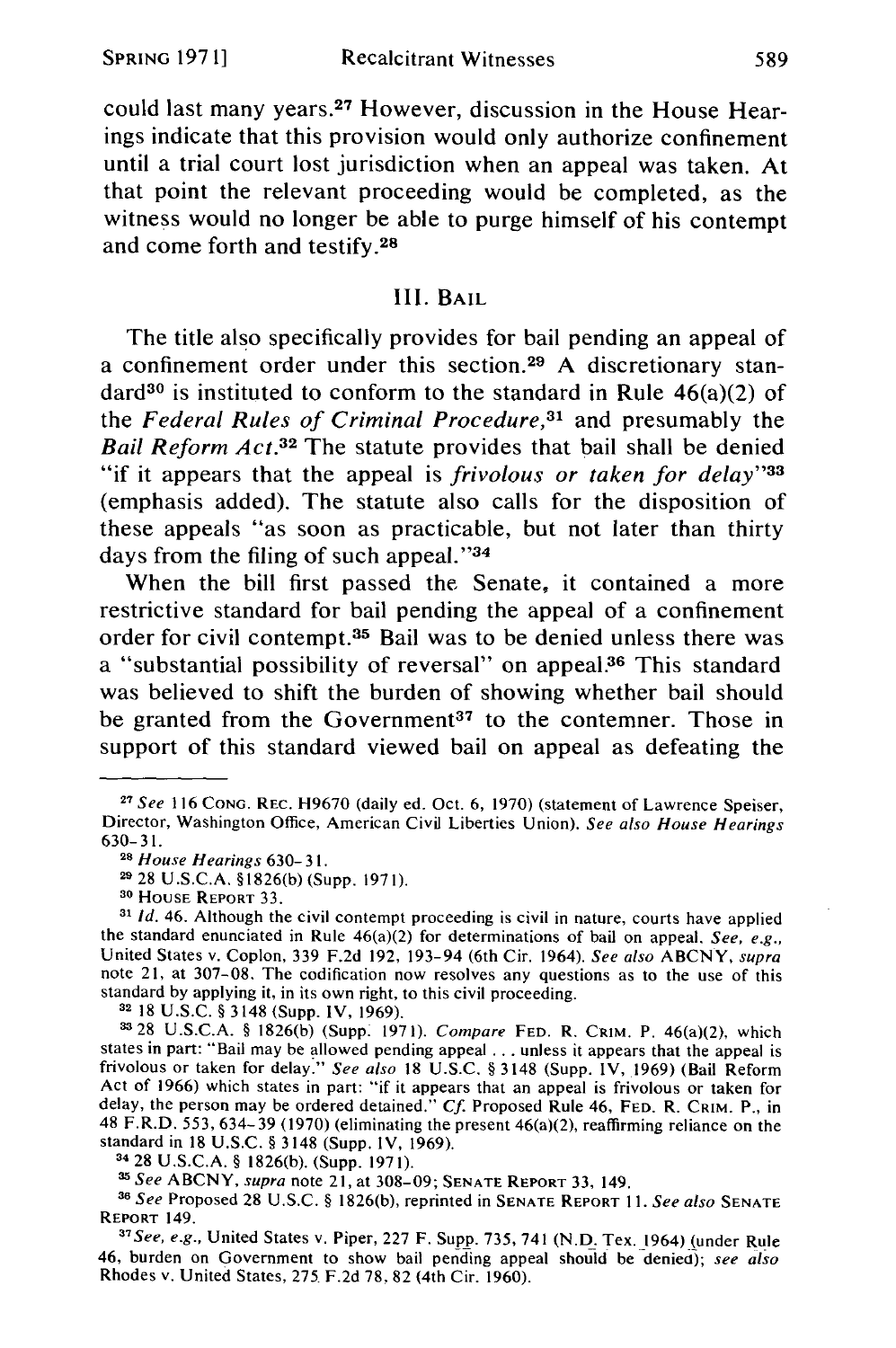could last many years.[27] However, discussion in the House Hearings indicate that this provision would only authorize confinement until a trial court lost jurisdiction when an appeal was taken. At that point the relevant proceeding would be completed, as the witness would no longer be able to purge himself of his contempt and come forth and testify.[28]

### III. BAIL

The title also specifically provides for bail pending an appeal of a confinement order under this section.[29] A discretionary standard[30] is instituted to conform to the standard in Rule 46(a)(2) of the *Federal Rules of Criminal Procedure*,[31] and presumably the *Bail Reform Act*.[32] The statute provides that bail shall be denied "if it appears that the appeal is *frivolous or taken for delay*"[33] (emphasis added). The statute also calls for the disposition of these appeals "as soon as practicable, but not later than thirty days from the filing of such appeal."[34]

When the bill first passed the Senate, it contained a more restrictive standard for bail pending the appeal of a confinement order for civil contempt.[35] Bail was to be denied unless there was a "substantial possibility of reversal" on appeal.[36] This standard was believed to shift the burden of showing whether bail should be granted from the Government[37] to the contemner. Those in support of this standard viewed bail on appeal as defeating the

---

[27] *See* 116 CONG. REC. H9670 (daily ed. Oct. 6, 1970) (statement of Lawrence Speiser, Director, Washington Office, American Civil Liberties Union). *See also House Hearings* 630-31.

[28] *House Hearings* 630-31.

[29] 28 U.S.C.A. §1826(b) (Supp. 1971).

[30] HOUSE REPORT 33.

[31] *Id.* 46. Although the civil contempt proceeding is civil in nature, courts have applied the standard enunciated in Rule 46(a)(2) for determinations of bail on appeal. *See, e.g.*, United States v. Coplon, 339 F.2d 192, 193-94 (6th Cir. 1964). *See also* ABCNY, *supra* note 21, at 307-08. The codification now resolves any questions as to the use of this standard by applying it, in its own right, to this civil proceeding.

[32] 18 U.S.C. § 3148 (Supp. IV, 1969).

[33] 28 U.S.C.A. § 1826(b) (Supp. 1971). *Compare* FED. R. CRIM. P. 46(a)(2), which states in part: "Bail may be allowed pending appeal . . . unless it appears that the appeal is frivolous or taken for delay." *See also* 18 U.S.C. § 3148 (Supp. IV, 1969) (Bail Reform Act of 1966) which states in part: "if it appears that an appeal is frivolous or taken for delay, the person may be ordered detained." *Cf.* Proposed Rule 46, FED. R. CRIM. P., in 48 F.R.D. 553, 634-39 (1970) (eliminating the present 46(a)(2), reaffirming reliance on the standard in 18 U.S.C. § 3148 (Supp. IV, 1969).

[34] 28 U.S.C.A. § 1826(b). (Supp. 1971).

[35] *See* ABCNY, *supra* note 21, at 308-09; SENATE REPORT 33, 149.

[36] *See* Proposed 28 U.S.C. § 1826(b), reprinted in SENATE REPORT 11. *See also* SENATE REPORT 149.

[37] *See, e.g.*, United States v. Piper, 227 F. Supp. 735, 741 (N.D. Tex. 1964) (under Rule 46, burden on Government to show bail pending appeal should be denied); *see also* Rhodes v. United States, 275 F.2d 78, 82 (4th Cir. 1960).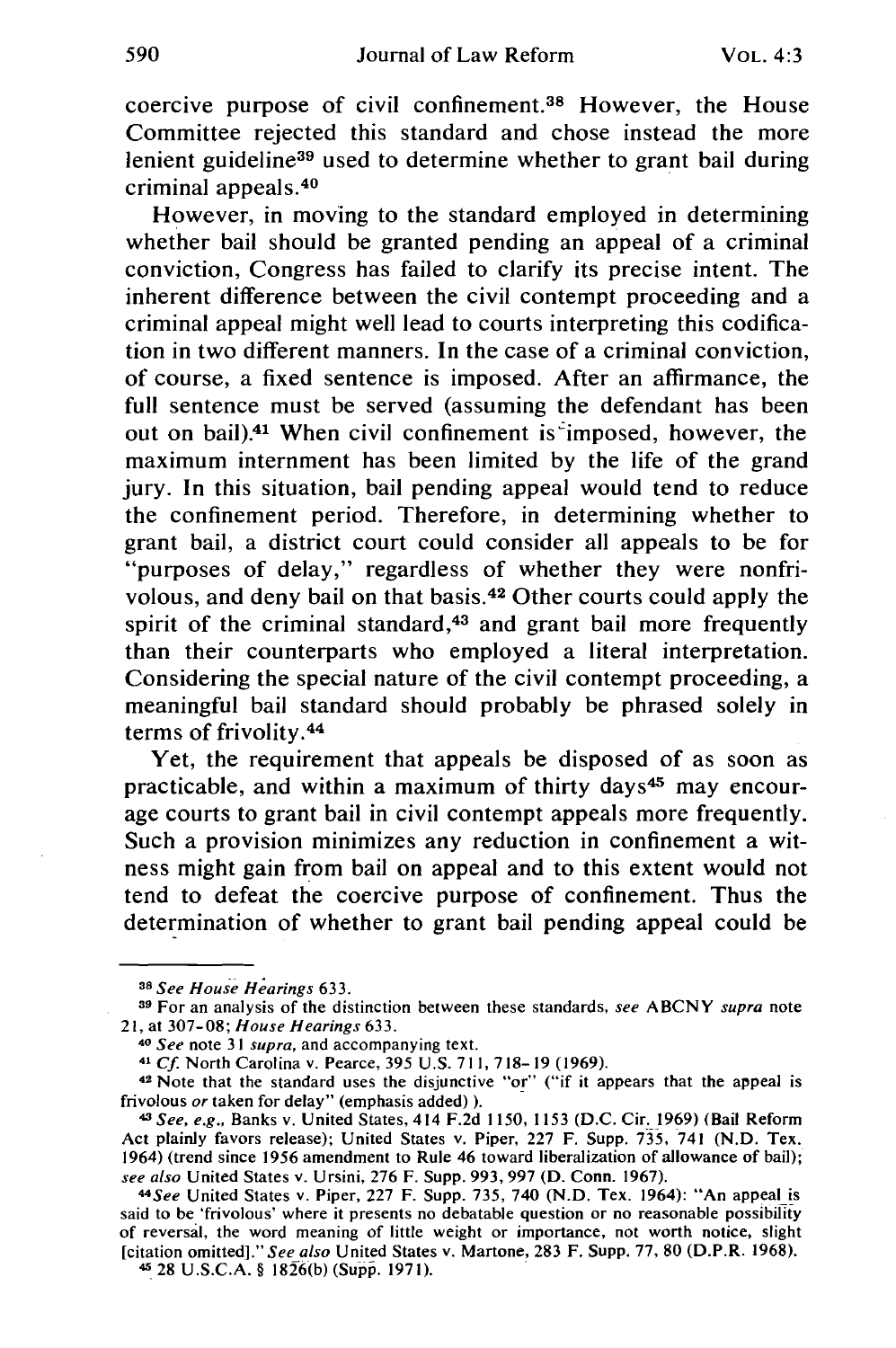coercive purpose of civil confinement.[38] However, the House Committee rejected this standard and chose instead the more lenient guideline[39] used to determine whether to grant bail during criminal appeals.[40]

However, in moving to the standard employed in determining whether bail should be granted pending an appeal of a criminal conviction, Congress has failed to clarify its precise intent. The inherent difference between the civil contempt proceeding and a criminal appeal might well lead to courts interpreting this codification in two different manners. In the case of a criminal conviction, of course, a fixed sentence is imposed. After an affirmance, the full sentence must be served (assuming the defendant has been out on bail).[41] When civil confinement is imposed, however, the maximum internment has been limited by the life of the grand jury. In this situation, bail pending appeal would tend to reduce the confinement period. Therefore, in determining whether to grant bail, a district court could consider all appeals to be for "purposes of delay," regardless of whether they were nonfrivolous, and deny bail on that basis.[42] Other courts could apply the spirit of the criminal standard,[43] and grant bail more frequently than their counterparts who employed a literal interpretation. Considering the special nature of the civil contempt proceeding, a meaningful bail standard should probably be phrased solely in terms of frivolity.[44]

Yet, the requirement that appeals be disposed of as soon as practicable, and within a maximum of thirty days[45] may encourage courts to grant bail in civil contempt appeals more frequently. Such a provision minimizes any reduction in confinement a witness might gain from bail on appeal and to this extent would not tend to defeat the coercive purpose of confinement. Thus the determination of whether to grant bail pending appeal could be

---

[38] *See House Hearings* 633.

[39] For an analysis of the distinction between these standards, *see* ABCNY *supra* note 21, at 307-08; *House Hearings* 633.

[40] *See* note 31 *supra*, and accompanying text.

[41] *Cf.* North Carolina v. Pearce, 395 U.S. 711, 718-19 (1969).

[42] Note that the standard uses the disjunctive "or" ("if it appears that the appeal is frivolous *or* taken for delay" (emphasis added) ).

[43] *See, e.g.*, Banks v. United States, 414 F.2d 1150, 1153 (D.C. Cir. 1969) (Bail Reform Act plainly favors release); United States v. Piper, 227 F. Supp. 735, 741 (N.D. Tex. 1964) (trend since 1956 amendment to Rule 46 toward liberalization of allowance of bail); *see also* United States v. Ursini, 276 F. Supp. 993, 997 (D. Conn. 1967).

[44] *See* United States v. Piper, 227 F. Supp. 735, 740 (N.D. Tex. 1964): "An appeal is said to be 'frivolous' where it presents no debatable question or no reasonable possibility of reversal, the word meaning of little weight or importance, not worth notice, slight [citation omitted]." *See also* United States v. Martone, 283 F. Supp. 77, 80 (D.P.R. 1968).

[45] 28 U.S.C.A. § 1826(b) (Supp. 1971).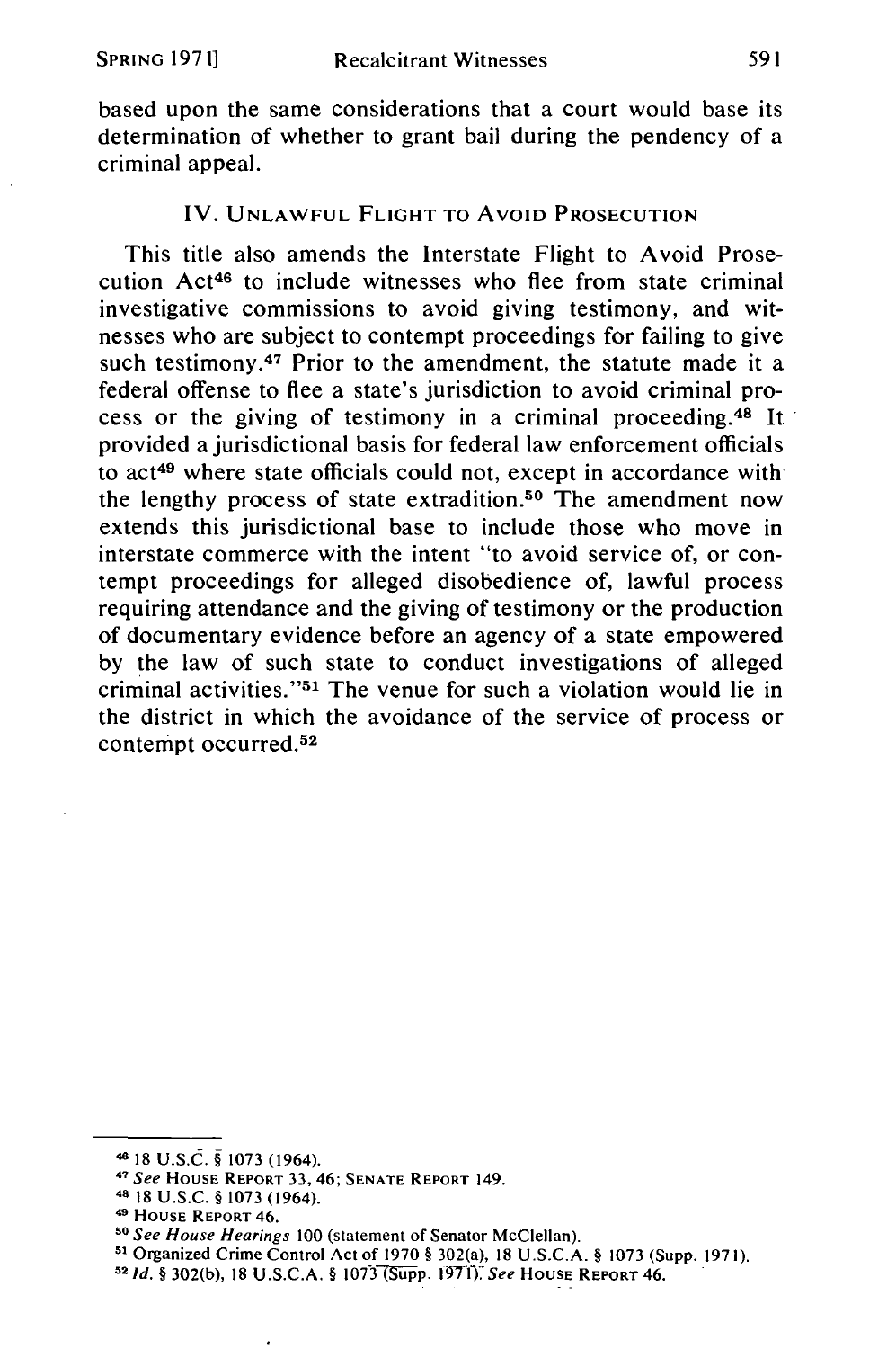based upon the same considerations that a court would base its determination of whether to grant bail during the pendency of a criminal appeal.

## IV. UNLAWFUL FLIGHT TO AVOID PROSECUTION

This title also amends the Interstate Flight to Avoid Prosecution Act[46] to include witnesses who flee from state criminal investigative commissions to avoid giving testimony, and witnesses who are subject to contempt proceedings for failing to give such testimony.[47] Prior to the amendment, the statute made it a federal offense to flee a state's jurisdiction to avoid criminal process or the giving of testimony in a criminal proceeding.[48] It provided a jurisdictional basis for federal law enforcement officials to act[49] where state officials could not, except in accordance with the lengthy process of state extradition.[50] The amendment now extends this jurisdictional base to include those who move in interstate commerce with the intent "to avoid service of, or contempt proceedings for alleged disobedience of, lawful process requiring attendance and the giving of testimony or the production of documentary evidence before an agency of a state empowered by the law of such state to conduct investigations of alleged criminal activities."[51] The venue for such a violation would lie in the district in which the avoidance of the service of process or contempt occurred.[52]

---

[46] 18 U.S.C. § 1073 (1964).

[47] *See* HOUSE REPORT 33, 46; SENATE REPORT 149.

[48] 18 U.S.C. § 1073 (1964).

[49] HOUSE REPORT 46.

[50] *See House Hearings* 100 (statement of Senator McClellan).

[51] Organized Crime Control Act of 1970 § 302(a), 18 U.S.C.A. § 1073 (Supp. 1971).

[52] *Id.* § 302(b), 18 U.S.C.A. § 1073 (Supp. 1971). *See* HOUSE REPORT 46.